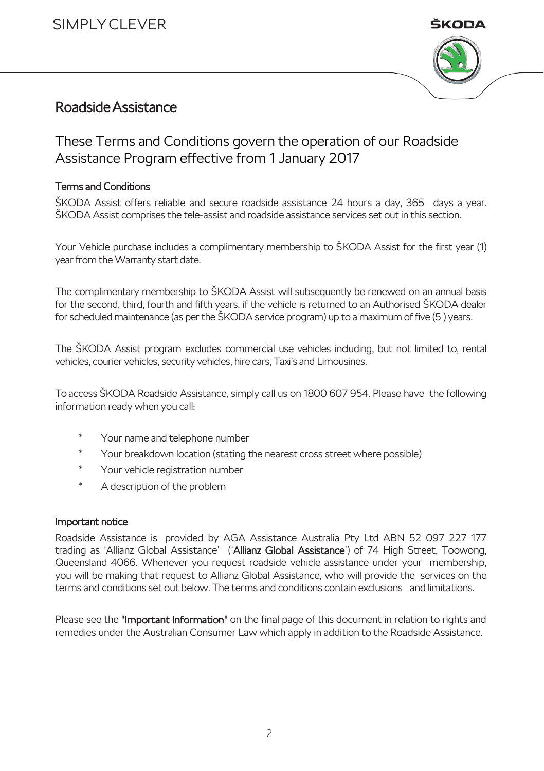SIMPLY CLEVER

ŠKODA

# Roadside Assistance

## These Terms and Conditions govern the operation of our Roadside Assistance Program effective from 1 January 2017

### Terms and Conditions

ŠKODA Assist offers reliable and secure roadside assistance 24 hours a day, 365 days a year. ŠKODA Assist comprises the tele-assist and roadside assistance services set out in this section.

Your Vehicle purchase includes a complimentary membership to ŠKODA Assist for the first year (1) year from the Warranty start date.

The complimentary membership to ŠKODA Assist will subsequently be renewed on an annual basis for the second, third, fourth and fifth years, if the vehicle is returned to an Authorised ŠKODA dealer for scheduled maintenance (as per the ŠKODA service program) up to a maximum of five (5 ) years.

The ŠKODA Assist program excludes commercial use vehicles including, but not limited to, rental vehicles, courier vehicles, security vehicles, hire cars, Taxi's and Limousines.

To access ŠKODA Roadside Assistance, simply call us on 1800 607 954. Please have the following information ready when you call:

* Your name and telephone number
* Your breakdown location (stating the nearest cross street where possible)
* Your vehicle registration number
* A description of the problem

### Important notice

Roadside Assistance is provided by AGA Assistance Australia Pty Ltd ABN 52 097 227 177 trading as 'Allianz Global Assistance' ('**Allianz Global Assistance**') of 74 High Street, Toowong, Queensland 4066. Whenever you request roadside vehicle assistance under your membership, you will be making that request to Allianz Global Assistance, who will provide the services on the terms and conditions set out below. The terms and conditions contain exclusions and limitations.

Please see the "**Important Information**" on the final page of this document in relation to rights and remedies under the Australian Consumer Law which apply in addition to the Roadside Assistance.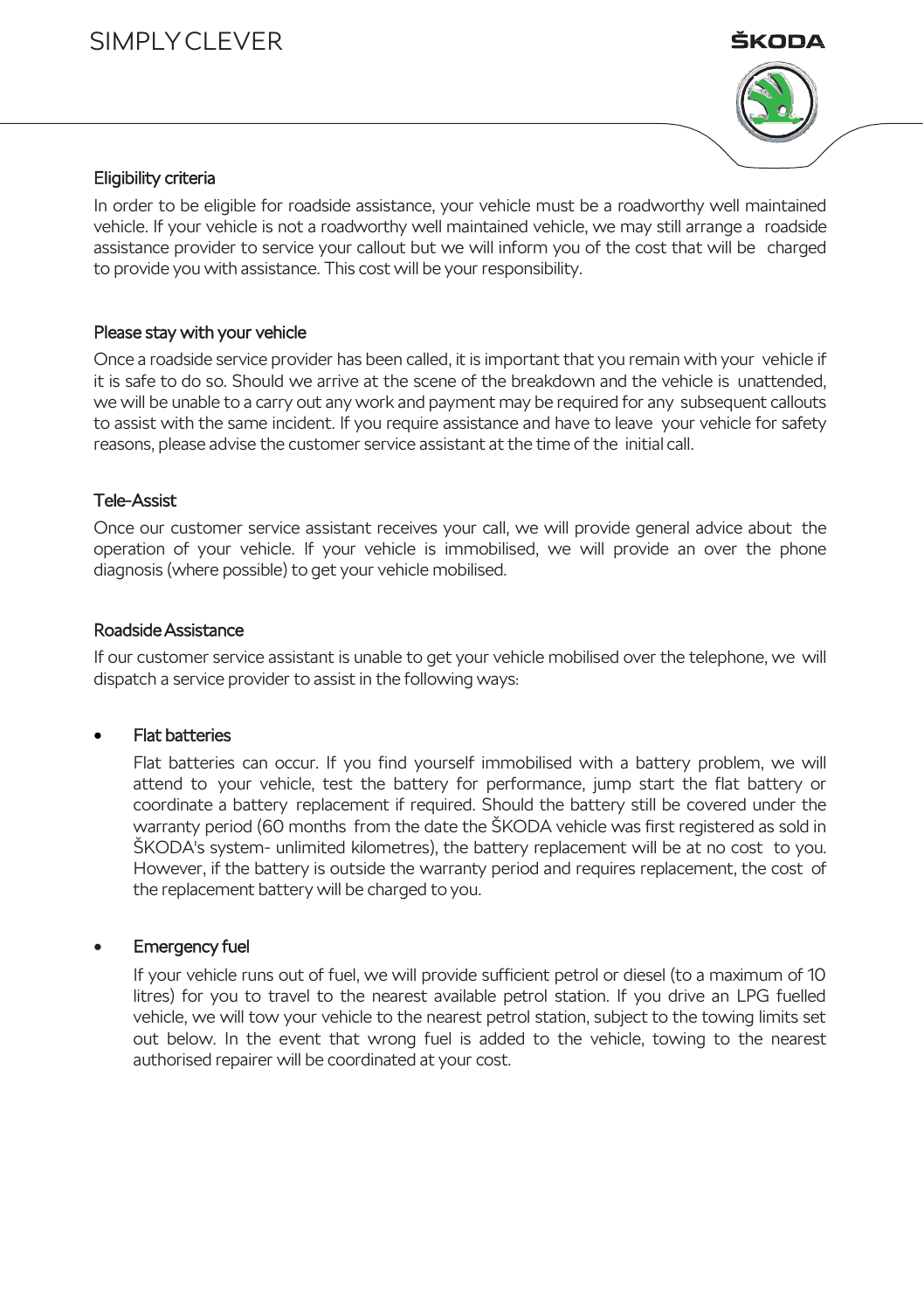## Eligibility criteria

In order to be eligible for roadside assistance, your vehicle must be a roadworthy well maintained vehicle. If your vehicle is not a roadworthy well maintained vehicle, we may still arrange a roadside assistance provider to service your callout but we will inform you of the cost that will be charged to provide you with assistance. This cost will be your responsibility.

## Please stay with your vehicle

Once a roadside service provider has been called, it is important that you remain with your vehicle if it is safe to do so. Should we arrive at the scene of the breakdown and the vehicle is unattended, we will be unable to a carry out any work and payment may be required for any subsequent callouts to assist with the same incident. If you require assistance and have to leave your vehicle for safety reasons, please advise the customer service assistant at the time of the initial call.

## Tele-Assist

Once our customer service assistant receives your call, we will provide general advice about the operation of your vehicle. If your vehicle is immobilised, we will provide an over the phone diagnosis (where possible) to get your vehicle mobilised.

## Roadside Assistance

If our customer service assistant is unable to get your vehicle mobilised over the telephone, we will dispatch a service provider to assist in the following ways:

- **Flat batteries**

  Flat batteries can occur. If you find yourself immobilised with a battery problem, we will attend to your vehicle, test the battery for performance, jump start the flat battery or coordinate a battery replacement if required. Should the battery still be covered under the warranty period (60 months from the date the ŠKODA vehicle was first registered as sold in ŠKODA's system- unlimited kilometres), the battery replacement will be at no cost to you. However, if the battery is outside the warranty period and requires replacement, the cost of the replacement battery will be charged to you.

- **Emergency fuel**

  If your vehicle runs out of fuel, we will provide sufficient petrol or diesel (to a maximum of 10 litres) for you to travel to the nearest available petrol station. If you drive an LPG fuelled vehicle, we will tow your vehicle to the nearest petrol station, subject to the towing limits set out below. In the event that wrong fuel is added to the vehicle, towing to the nearest authorised repairer will be coordinated at your cost.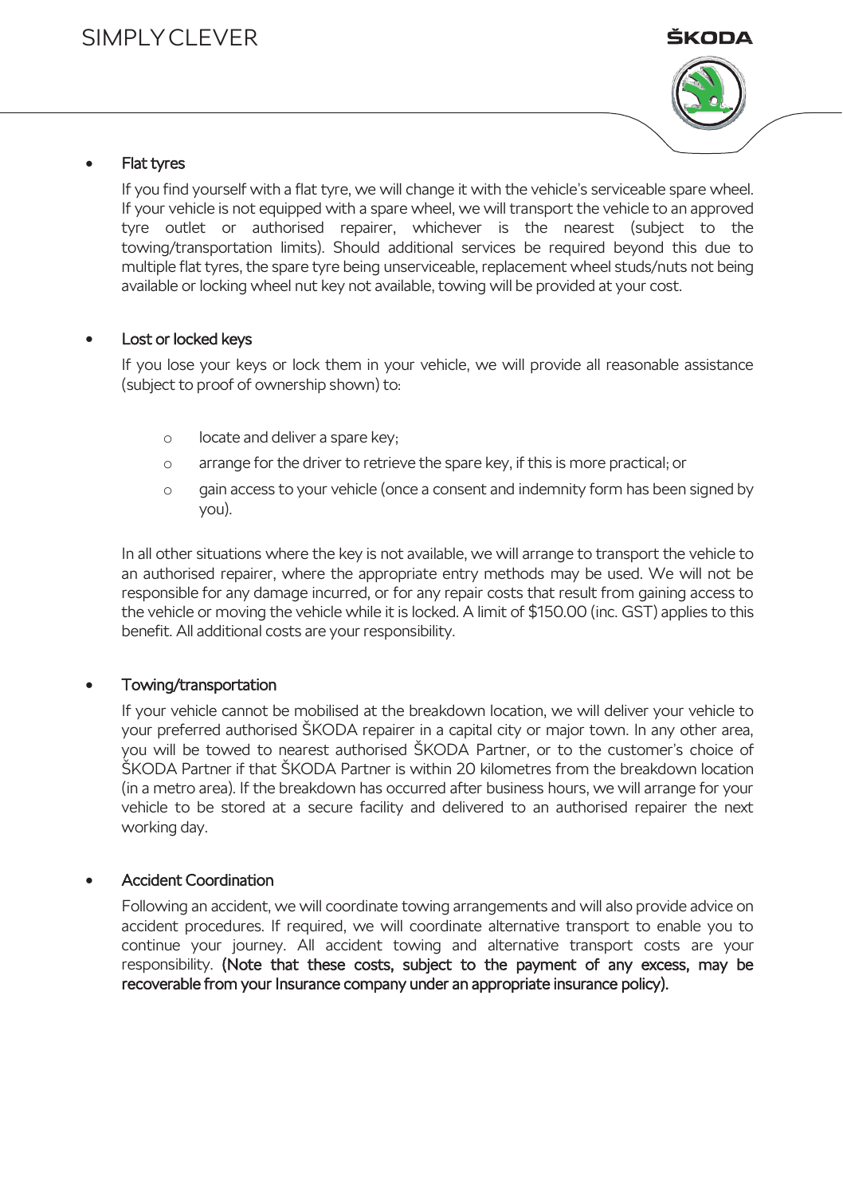- **Flat tyres**

  If you find yourself with a flat tyre, we will change it with the vehicle's serviceable spare wheel. If your vehicle is not equipped with a spare wheel, we will transport the vehicle to an approved tyre outlet or authorised repairer, whichever is the nearest (subject to the towing/transportation limits). Should additional services be required beyond this due to multiple flat tyres, the spare tyre being unserviceable, replacement wheel studs/nuts not being available or locking wheel nut key not available, towing will be provided at your cost.

- **Lost or locked keys**

  If you lose your keys or lock them in your vehicle, we will provide all reasonable assistance (subject to proof of ownership shown) to:

  - locate and deliver a spare key;
  - arrange for the driver to retrieve the spare key, if this is more practical; or
  - gain access to your vehicle (once a consent and indemnity form has been signed by you).

  In all other situations where the key is not available, we will arrange to transport the vehicle to an authorised repairer, where the appropriate entry methods may be used. We will not be responsible for any damage incurred, or for any repair costs that result from gaining access to the vehicle or moving the vehicle while it is locked. A limit of $150.00 (inc. GST) applies to this benefit. All additional costs are your responsibility.

- **Towing/transportation**

  If your vehicle cannot be mobilised at the breakdown location, we will deliver your vehicle to your preferred authorised ŠKODA repairer in a capital city or major town. In any other area, you will be towed to nearest authorised ŠKODA Partner, or to the customer's choice of ŠKODA Partner if that ŠKODA Partner is within 20 kilometres from the breakdown location (in a metro area). If the breakdown has occurred after business hours, we will arrange for your vehicle to be stored at a secure facility and delivered to an authorised repairer the next working day.

- **Accident Coordination**

  Following an accident, we will coordinate towing arrangements and will also provide advice on accident procedures. If required, we will coordinate alternative transport to enable you to continue your journey. All accident towing and alternative transport costs are your responsibility. **(Note that these costs, subject to the payment of any excess, may be recoverable from your Insurance company under an appropriate insurance policy).**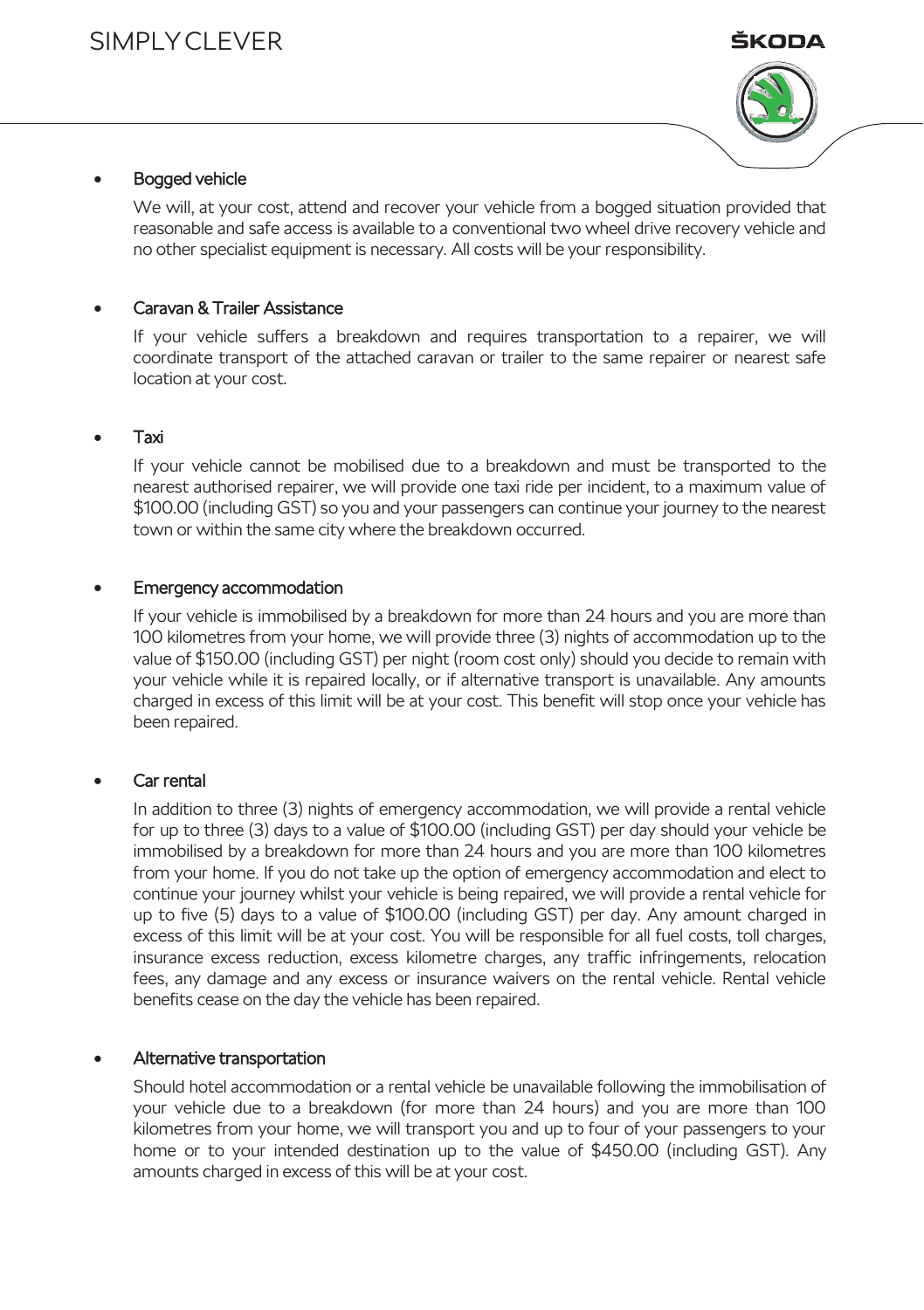- **Bogged vehicle**

  We will, at your cost, attend and recover your vehicle from a bogged situation provided that reasonable and safe access is available to a conventional two wheel drive recovery vehicle and no other specialist equipment is necessary. All costs will be your responsibility.

- **Caravan & Trailer Assistance**

  If your vehicle suffers a breakdown and requires transportation to a repairer, we will coordinate transport of the attached caravan or trailer to the same repairer or nearest safe location at your cost.

- **Taxi**

  If your vehicle cannot be mobilised due to a breakdown and must be transported to the nearest authorised repairer, we will provide one taxi ride per incident, to a maximum value of $100.00 (including GST) so you and your passengers can continue your journey to the nearest town or within the same city where the breakdown occurred.

- **Emergency accommodation**

  If your vehicle is immobilised by a breakdown for more than 24 hours and you are more than 100 kilometres from your home, we will provide three (3) nights of accommodation up to the value of $150.00 (including GST) per night (room cost only) should you decide to remain with your vehicle while it is repaired locally, or if alternative transport is unavailable. Any amounts charged in excess of this limit will be at your cost. This benefit will stop once your vehicle has been repaired.

- **Car rental**

  In addition to three (3) nights of emergency accommodation, we will provide a rental vehicle for up to three (3) days to a value of $100.00 (including GST) per day should your vehicle be immobilised by a breakdown for more than 24 hours and you are more than 100 kilometres from your home. If you do not take up the option of emergency accommodation and elect to continue your journey whilst your vehicle is being repaired, we will provide a rental vehicle for up to five (5) days to a value of $100.00 (including GST) per day. Any amount charged in excess of this limit will be at your cost. You will be responsible for all fuel costs, toll charges, insurance excess reduction, excess kilometre charges, any traffic infringements, relocation fees, any damage and any excess or insurance waivers on the rental vehicle. Rental vehicle benefits cease on the day the vehicle has been repaired.

- **Alternative transportation**

  Should hotel accommodation or a rental vehicle be unavailable following the immobilisation of your vehicle due to a breakdown (for more than 24 hours) and you are more than 100 kilometres from your home, we will transport you and up to four of your passengers to your home or to your intended destination up to the value of $450.00 (including GST). Any amounts charged in excess of this will be at your cost.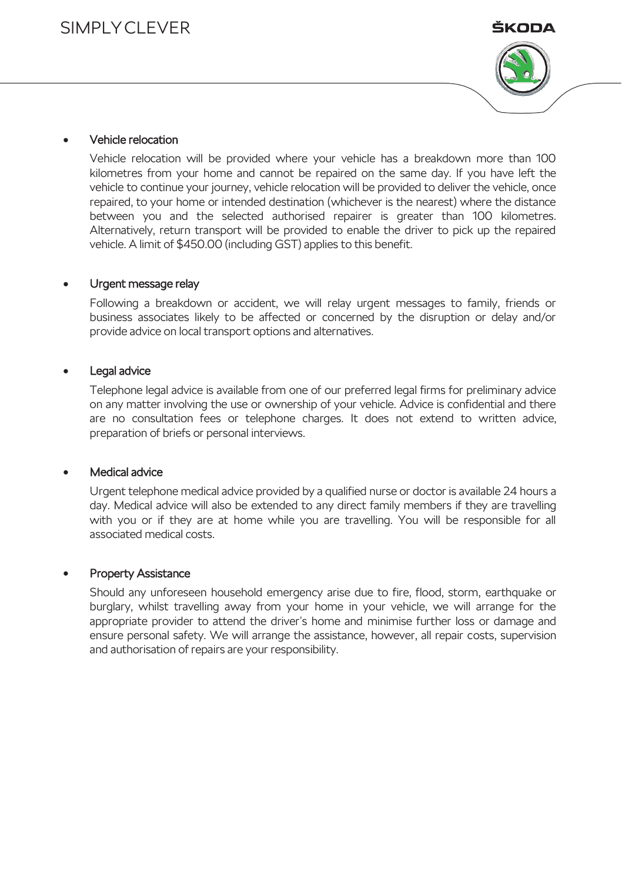- **Vehicle relocation**

  Vehicle relocation will be provided where your vehicle has a breakdown more than 100 kilometres from your home and cannot be repaired on the same day. If you have left the vehicle to continue your journey, vehicle relocation will be provided to deliver the vehicle, once repaired, to your home or intended destination (whichever is the nearest) where the distance between you and the selected authorised repairer is greater than 100 kilometres. Alternatively, return transport will be provided to enable the driver to pick up the repaired vehicle. A limit of $450.00 (including GST) applies to this benefit.

- **Urgent message relay**

  Following a breakdown or accident, we will relay urgent messages to family, friends or business associates likely to be affected or concerned by the disruption or delay and/or provide advice on local transport options and alternatives.

- **Legal advice**

  Telephone legal advice is available from one of our preferred legal firms for preliminary advice on any matter involving the use or ownership of your vehicle. Advice is confidential and there are no consultation fees or telephone charges. It does not extend to written advice, preparation of briefs or personal interviews.

- **Medical advice**

  Urgent telephone medical advice provided by a qualified nurse or doctor is available 24 hours a day. Medical advice will also be extended to any direct family members if they are travelling with you or if they are at home while you are travelling. You will be responsible for all associated medical costs.

- **Property Assistance**

  Should any unforeseen household emergency arise due to fire, flood, storm, earthquake or burglary, whilst travelling away from your home in your vehicle, we will arrange for the appropriate provider to attend the driver's home and minimise further loss or damage and ensure personal safety. We will arrange the assistance, however, all repair costs, supervision and authorisation of repairs are your responsibility.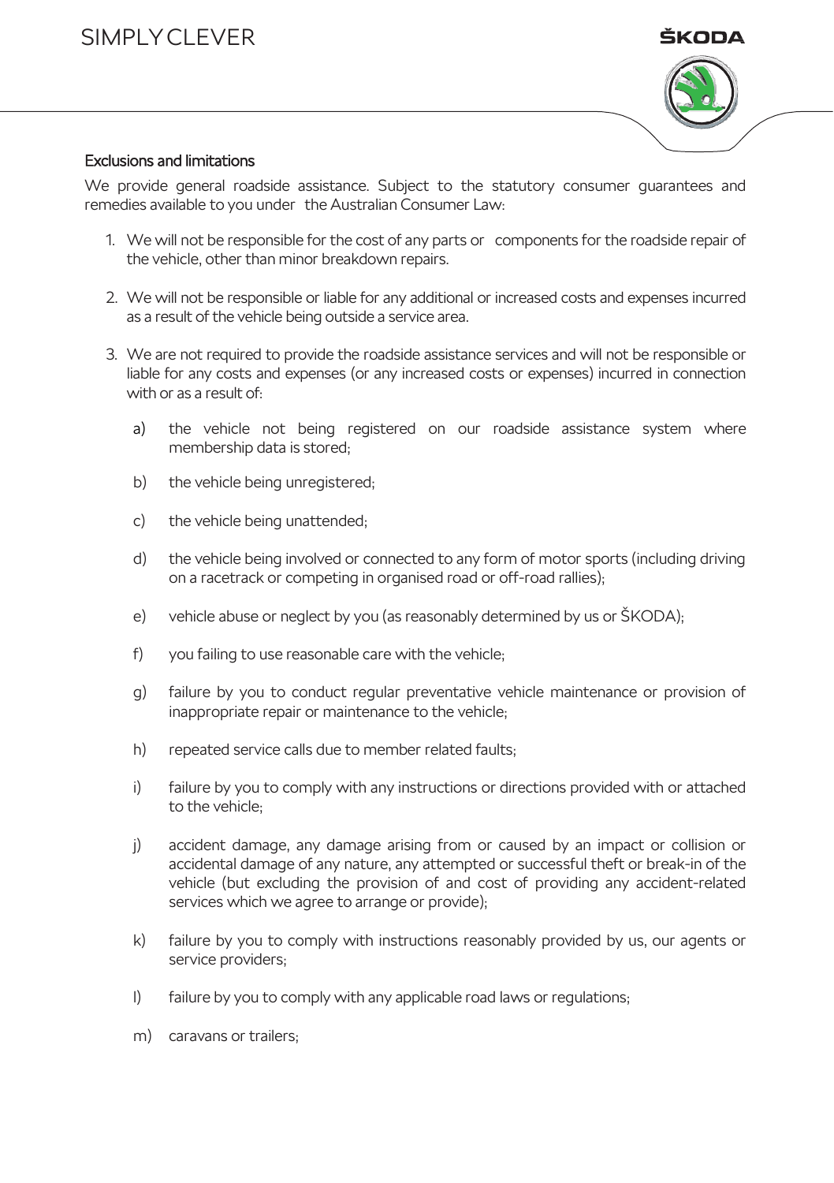## Exclusions and limitations

We provide general roadside assistance. Subject to the statutory consumer guarantees and remedies available to you under the Australian Consumer Law:

1. We will not be responsible for the cost of any parts or components for the roadside repair of the vehicle, other than minor breakdown repairs.

2. We will not be responsible or liable for any additional or increased costs and expenses incurred as a result of the vehicle being outside a service area.

3. We are not required to provide the roadside assistance services and will not be responsible or liable for any costs and expenses (or any increased costs or expenses) incurred in connection with or as a result of:

   a) the vehicle not being registered on our roadside assistance system where membership data is stored;

   b) the vehicle being unregistered;

   c) the vehicle being unattended;

   d) the vehicle being involved or connected to any form of motor sports (including driving on a racetrack or competing in organised road or off-road rallies);

   e) vehicle abuse or neglect by you (as reasonably determined by us or ŠKODA);

   f) you failing to use reasonable care with the vehicle;

   g) failure by you to conduct regular preventative vehicle maintenance or provision of inappropriate repair or maintenance to the vehicle;

   h) repeated service calls due to member related faults;

   i) failure by you to comply with any instructions or directions provided with or attached to the vehicle;

   j) accident damage, any damage arising from or caused by an impact or collision or accidental damage of any nature, any attempted or successful theft or break-in of the vehicle (but excluding the provision of and cost of providing any accident-related services which we agree to arrange or provide);

   k) failure by you to comply with instructions reasonably provided by us, our agents or service providers;

   l) failure by you to comply with any applicable road laws or regulations;

   m) caravans or trailers;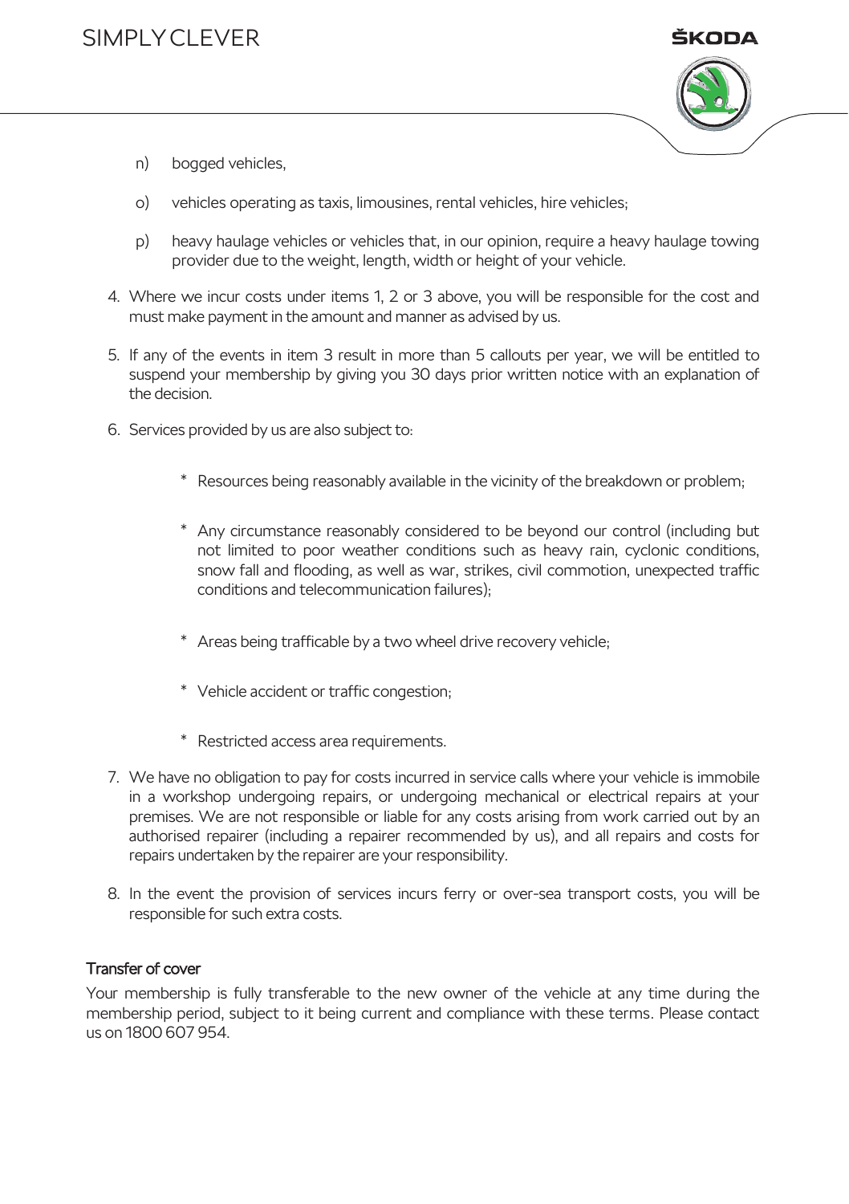n) bogged vehicles,

o) vehicles operating as taxis, limousines, rental vehicles, hire vehicles;

p) heavy haulage vehicles or vehicles that, in our opinion, require a heavy haulage towing provider due to the weight, length, width or height of your vehicle.

4. Where we incur costs under items 1, 2 or 3 above, you will be responsible for the cost and must make payment in the amount and manner as advised by us.

5. If any of the events in item 3 result in more than 5 callouts per year, we will be entitled to suspend your membership by giving you 30 days prior written notice with an explanation of the decision.

6. Services provided by us are also subject to:

   * Resources being reasonably available in the vicinity of the breakdown or problem;

   * Any circumstance reasonably considered to be beyond our control (including but not limited to poor weather conditions such as heavy rain, cyclonic conditions, snow fall and flooding, as well as war, strikes, civil commotion, unexpected traffic conditions and telecommunication failures);

   * Areas being trafficable by a two wheel drive recovery vehicle;

   * Vehicle accident or traffic congestion;

   * Restricted access area requirements.

7. We have no obligation to pay for costs incurred in service calls where your vehicle is immobile in a workshop undergoing repairs, or undergoing mechanical or electrical repairs at your premises. We are not responsible or liable for any costs arising from work carried out by an authorised repairer (including a repairer recommended by us), and all repairs and costs for repairs undertaken by the repairer are your responsibility.

8. In the event the provision of services incurs ferry or over-sea transport costs, you will be responsible for such extra costs.

### Transfer of cover

Your membership is fully transferable to the new owner of the vehicle at any time during the membership period, subject to it being current and compliance with these terms. Please contact us on 1800 607 954.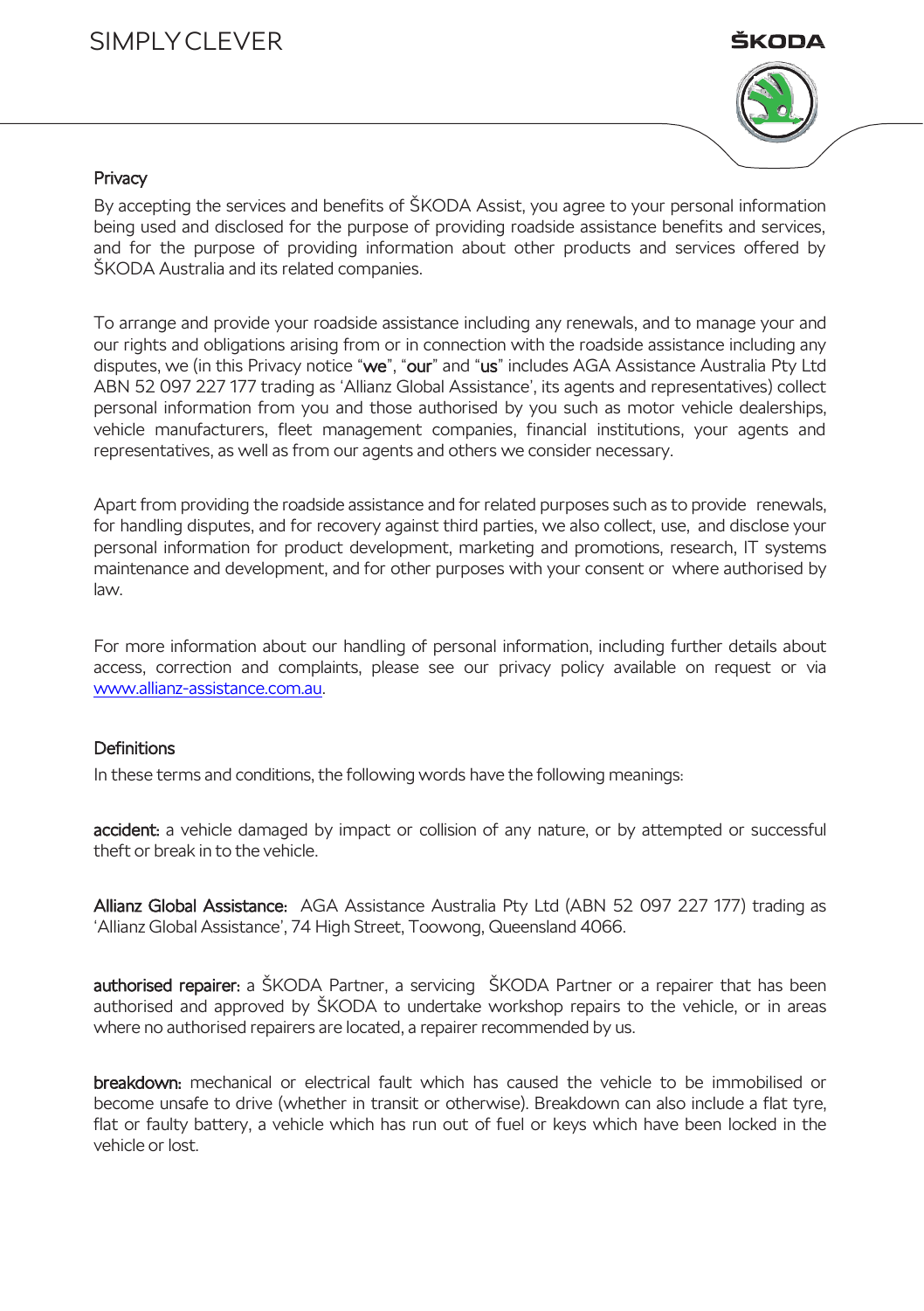## Privacy

By accepting the services and benefits of ŠKODA Assist, you agree to your personal information being used and disclosed for the purpose of providing roadside assistance benefits and services, and for the purpose of providing information about other products and services offered by ŠKODA Australia and its related companies.

To arrange and provide your roadside assistance including any renewals, and to manage your and our rights and obligations arising from or in connection with the roadside assistance including any disputes, we (in this Privacy notice "**we**", "**our**" and "**us**" includes AGA Assistance Australia Pty Ltd ABN 52 097 227 177 trading as 'Allianz Global Assistance', its agents and representatives) collect personal information from you and those authorised by you such as motor vehicle dealerships, vehicle manufacturers, fleet management companies, financial institutions, your agents and representatives, as well as from our agents and others we consider necessary.

Apart from providing the roadside assistance and for related purposes such as to provide renewals, for handling disputes, and for recovery against third parties, we also collect, use, and disclose your personal information for product development, marketing and promotions, research, IT systems maintenance and development, and for other purposes with your consent or where authorised by law.

For more information about our handling of personal information, including further details about access, correction and complaints, please see our privacy policy available on request or via [www.allianz-assistance.com.au](http://www.allianz-assistance.com.au).

## Definitions

In these terms and conditions, the following words have the following meanings:

**accident:** a vehicle damaged by impact or collision of any nature, or by attempted or successful theft or break in to the vehicle.

**Allianz Global Assistance:** AGA Assistance Australia Pty Ltd (ABN 52 097 227 177) trading as 'Allianz Global Assistance', 74 High Street, Toowong, Queensland 4066.

**authorised repairer:** a ŠKODA Partner, a servicing ŠKODA Partner or a repairer that has been authorised and approved by ŠKODA to undertake workshop repairs to the vehicle, or in areas where no authorised repairers are located, a repairer recommended by us.

**breakdown:** mechanical or electrical fault which has caused the vehicle to be immobilised or become unsafe to drive (whether in transit or otherwise). Breakdown can also include a flat tyre, flat or faulty battery, a vehicle which has run out of fuel or keys which have been locked in the vehicle or lost.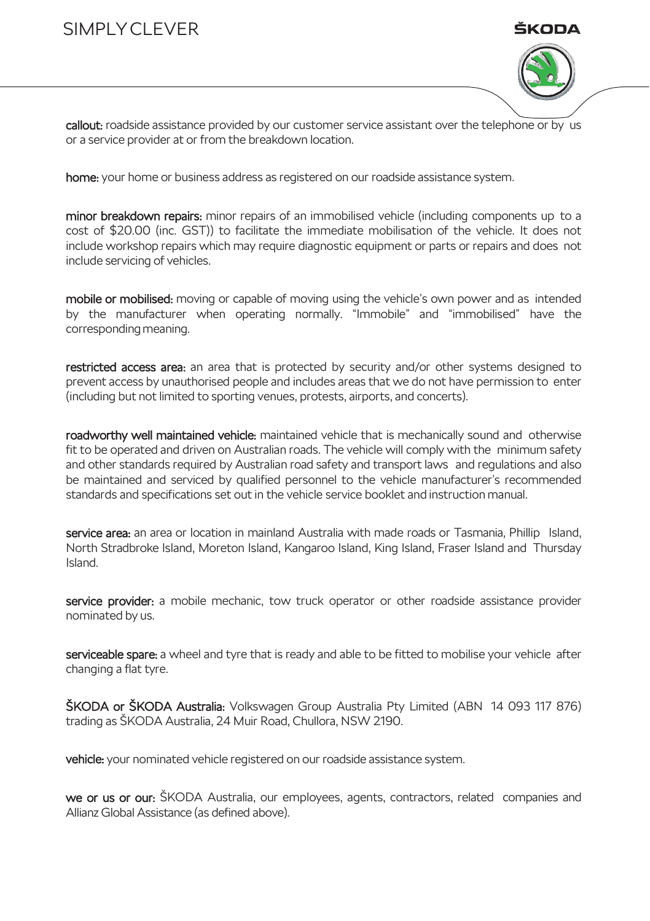**callout:** roadside assistance provided by our customer service assistant over the telephone or by us or a service provider at or from the breakdown location.

**home:** your home or business address as registered on our roadside assistance system.

**minor breakdown repairs:** minor repairs of an immobilised vehicle (including components up to a cost of $20.00 (inc. GST)) to facilitate the immediate mobilisation of the vehicle. It does not include workshop repairs which may require diagnostic equipment or parts or repairs and does not include servicing of vehicles.

**mobile or mobilised:** moving or capable of moving using the vehicle's own power and as intended by the manufacturer when operating normally. "Immobile" and "immobilised" have the corresponding meaning.

**restricted access area:** an area that is protected by security and/or other systems designed to prevent access by unauthorised people and includes areas that we do not have permission to enter (including but not limited to sporting venues, protests, airports, and concerts).

**roadworthy well maintained vehicle:** maintained vehicle that is mechanically sound and otherwise fit to be operated and driven on Australian roads. The vehicle will comply with the minimum safety and other standards required by Australian road safety and transport laws and regulations and also be maintained and serviced by qualified personnel to the vehicle manufacturer's recommended standards and specifications set out in the vehicle service booklet and instruction manual.

**service area:** an area or location in mainland Australia with made roads or Tasmania, Phillip Island, North Stradbroke Island, Moreton Island, Kangaroo Island, King Island, Fraser Island and Thursday Island.

**service provider:** a mobile mechanic, tow truck operator or other roadside assistance provider nominated by us.

**serviceable spare:** a wheel and tyre that is ready and able to be fitted to mobilise your vehicle after changing a flat tyre.

**ŠKODA or ŠKODA Australia:** Volkswagen Group Australia Pty Limited (ABN 14 093 117 876) trading as ŠKODA Australia, 24 Muir Road, Chullora, NSW 2190.

**vehicle:** your nominated vehicle registered on our roadside assistance system.

**we or us or our:** ŠKODA Australia, our employees, agents, contractors, related companies and Allianz Global Assistance (as defined above).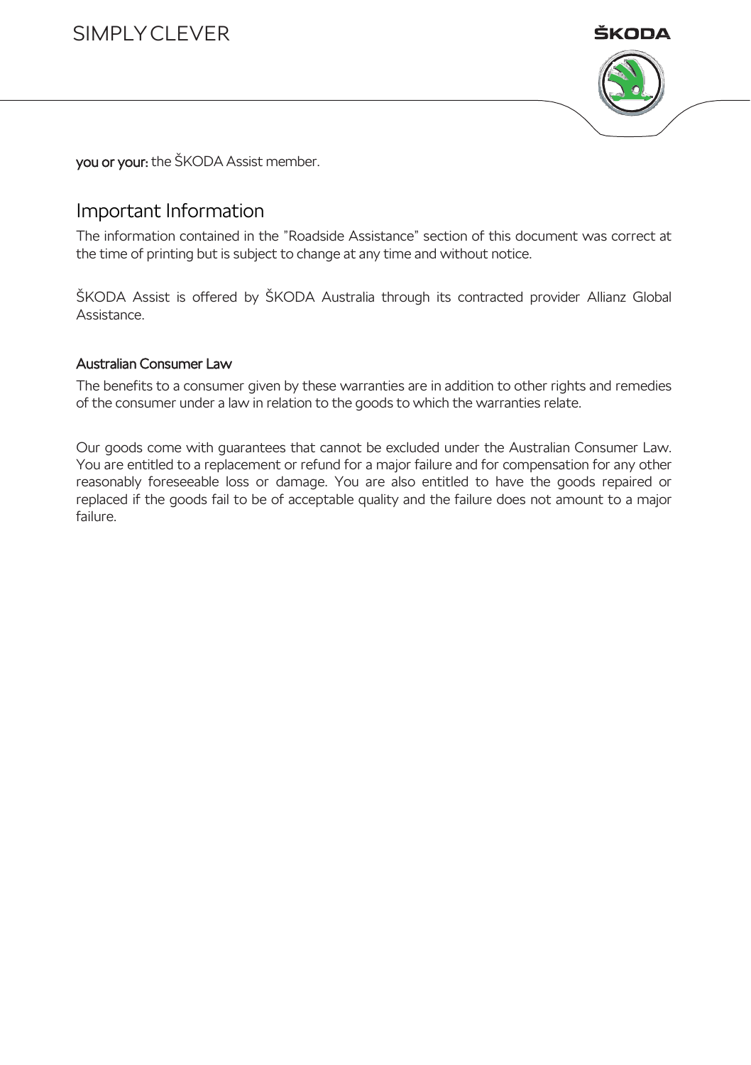**you or your:** the ŠKODA Assist member.

## Important Information

The information contained in the "Roadside Assistance" section of this document was correct at the time of printing but is subject to change at any time and without notice.

ŠKODA Assist is offered by ŠKODA Australia through its contracted provider Allianz Global Assistance.

### Australian Consumer Law

The benefits to a consumer given by these warranties are in addition to other rights and remedies of the consumer under a law in relation to the goods to which the warranties relate.

Our goods come with guarantees that cannot be excluded under the Australian Consumer Law. You are entitled to a replacement or refund for a major failure and for compensation for any other reasonably foreseeable loss or damage. You are also entitled to have the goods repaired or replaced if the goods fail to be of acceptable quality and the failure does not amount to a major failure.